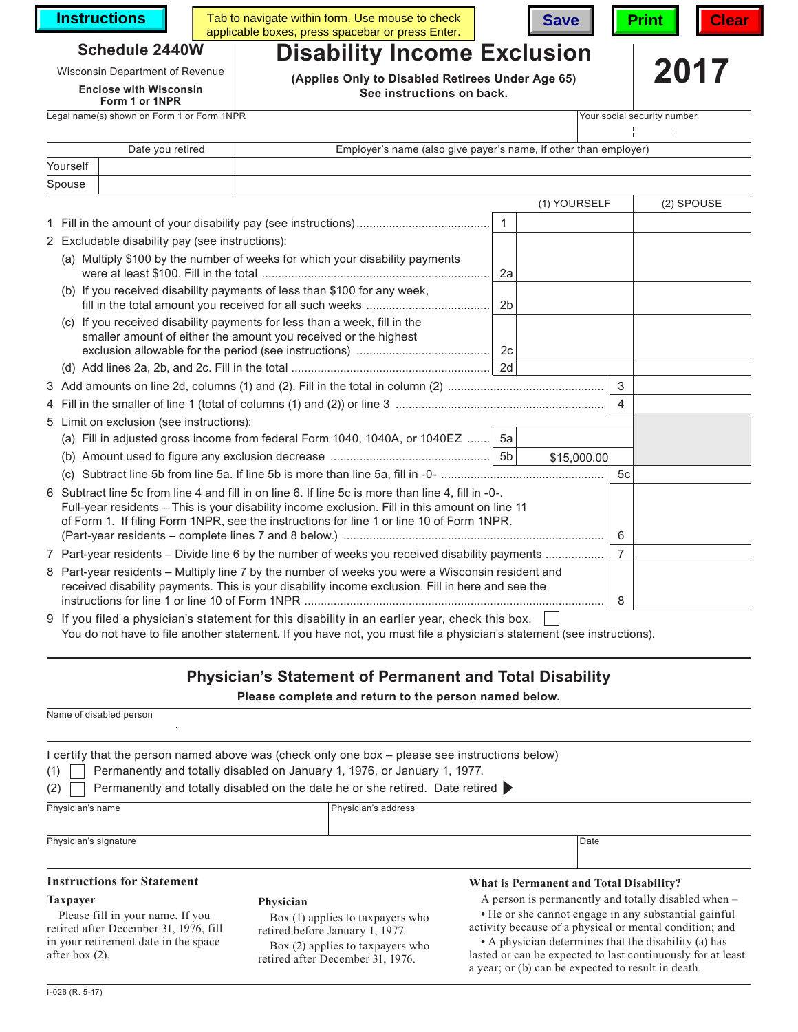Instructions | Tab to navigate within form. Use mouse to check applicable boxes, press spacebar or press Enter. | Save | Print | Clear

# Schedule 2440W

Wisconsin Department of Revenue

**Enclose with Wisconsin Form 1 or 1NPR**

# Disability Income Exclusion

**(Applies Only to Disabled Retirees Under Age 65)**
**See instructions on back.**

# 2017

Legal name(s) shown on Form 1 or Form 1NPR | Your social security number

| | Date you retired | Employer's name (also give payer's name, if other than employer) |
|---|---|---|
| Yourself | | |
| Spouse | | |

| | | (1) YOURSELF | (2) SPOUSE |
|---|---|---|---|
| 1 Fill in the amount of your disability pay (see instructions) | 1 | | |
| 2 Excludable disability pay (see instructions): | | | |
| (a) Multiply $100 by the number of weeks for which your disability payments were at least $100. Fill in the total | 2a | | |
| (b) If you received disability payments of less than $100 for any week, fill in the total amount you received for all such weeks | 2b | | |
| (c) If you received disability payments for less than a week, fill in the smaller amount of either the amount you received or the highest exclusion allowable for the period (see instructions) | 2c | | |
| (d) Add lines 2a, 2b, and 2c. Fill in the total | 2d | | |
| 3 Add amounts on line 2d, columns (1) and (2). Fill in the total in column (2) | | 3 | |
| 4 Fill in the smaller of line 1 (total of columns (1) and (2)) or line 3 | | 4 | |
| 5 Limit on exclusion (see instructions): | | | |
| (a) Fill in adjusted gross income from federal Form 1040, 1040A, or 1040EZ | 5a | | |
| (b) Amount used to figure any exclusion decrease | 5b | $15,000.00 | |
| (c) Subtract line 5b from line 5a. If line 5b is more than line 5a, fill in -0- | | 5c | |
| 6 Subtract line 5c from line 4 and fill in on line 6. If line 5c is more than line 4, fill in -0-. Full-year residents – This is your disability income exclusion. Fill in this amount on line 11 of Form 1. If filing Form 1NPR, see the instructions for line 1 or line 10 of Form 1NPR. (Part-year residents – complete lines 7 and 8 below.) | | 6 | |
| 7 Part-year residents – Divide line 6 by the number of weeks you received disability payments | | 7 | |
| 8 Part-year residents – Multiply line 7 by the number of weeks you were a Wisconsin resident and received disability payments. This is your disability income exclusion. Fill in here and see the instructions for line 1 or line 10 of Form 1NPR | | 8 | |

9 If you filed a physician's statement for this disability in an earlier year, check this box. ☐
You do not have to file another statement. If you have not, you must file a physician's statement (see instructions).

## Physician's Statement of Permanent and Total Disability

**Please complete and return to the person named below.**

Name of disabled person

I certify that the person named above was (check only one box – please see instructions below)

(1) ☐ Permanently and totally disabled on January 1, 1976, or January 1, 1977.

(2) ☐ Permanently and totally disabled on the date he or she retired. Date retired ▶

Physician's name | Physician's address

Physician's signature | Date

### Instructions for Statement

**Taxpayer**

Please fill in your name. If you retired after December 31, 1976, fill in your retirement date in the space after box (2).

**Physician**

Box (1) applies to taxpayers who retired before January 1, 1977.

Box (2) applies to taxpayers who retired after December 31, 1976.

### What is Permanent and Total Disability?

A person is permanently and totally disabled when –

- He or she cannot engage in any substantial gainful activity because of a physical or mental condition; and
- A physician determines that the disability (a) has lasted or can be expected to last continuously for at least a year; or (b) can be expected to result in death.

I-026 (R. 5-17)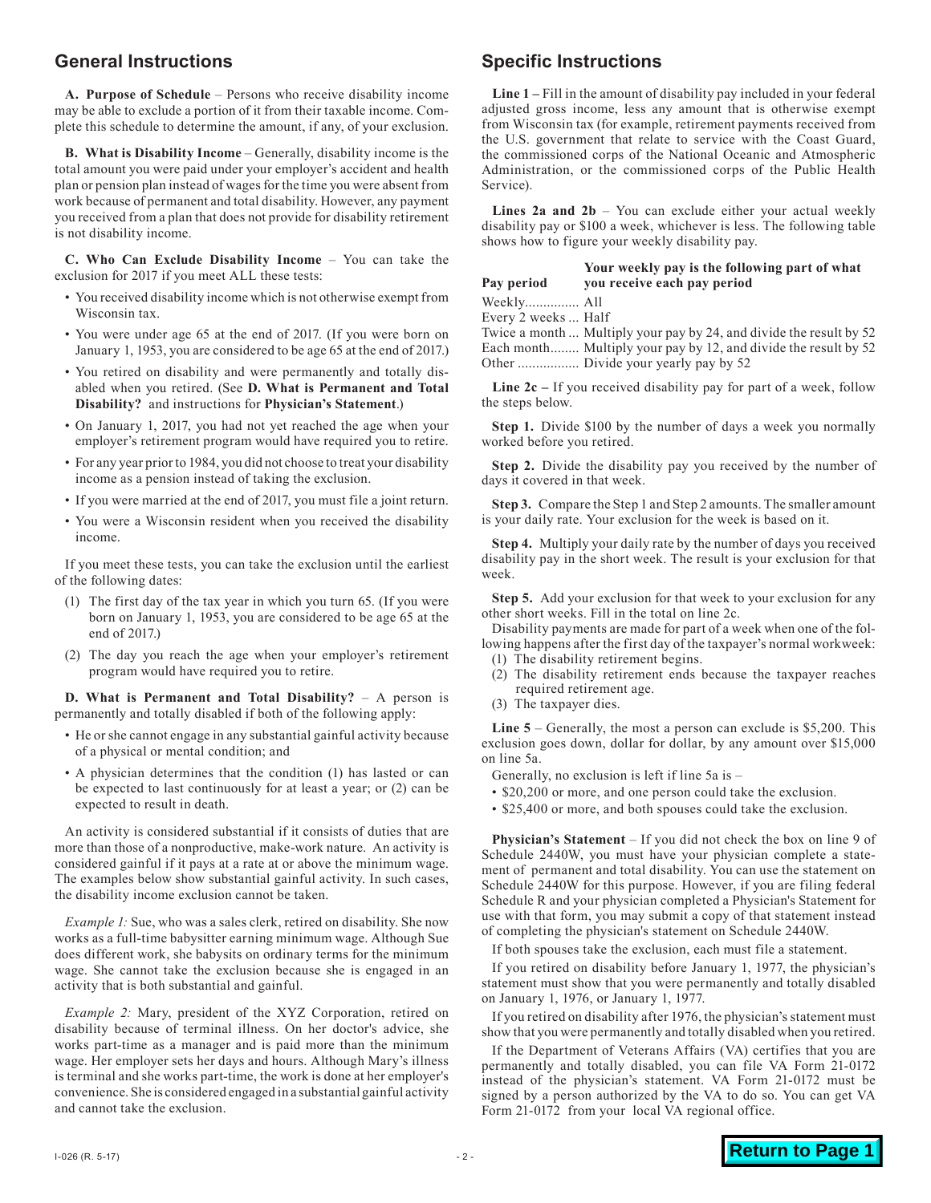## General Instructions

**A. Purpose of Schedule** – Persons who receive disability income may be able to exclude a portion of it from their taxable income. Complete this schedule to determine the amount, if any, of your exclusion.

**B. What is Disability Income** – Generally, disability income is the total amount you were paid under your employer's accident and health plan or pension plan instead of wages for the time you were absent from work because of permanent and total disability. However, any payment you received from a plan that does not provide for disability retirement is not disability income.

**C. Who Can Exclude Disability Income** – You can take the exclusion for 2017 if you meet ALL these tests:

- You received disability income which is not otherwise exempt from Wisconsin tax.
- You were under age 65 at the end of 2017. (If you were born on January 1, 1953, you are considered to be age 65 at the end of 2017.)
- You retired on disability and were permanently and totally disabled when you retired. (See **D. What is Permanent and Total Disability?** and instructions for **Physician's Statement**.)
- On January 1, 2017, you had not yet reached the age when your employer's retirement program would have required you to retire.
- For any year prior to 1984, you did not choose to treat your disability income as a pension instead of taking the exclusion.
- If you were married at the end of 2017, you must file a joint return.
- You were a Wisconsin resident when you received the disability income.

If you meet these tests, you can take the exclusion until the earliest of the following dates:

(1) The first day of the tax year in which you turn 65. (If you were born on January 1, 1953, you are considered to be age 65 at the end of 2017.)

(2) The day you reach the age when your employer's retirement program would have required you to retire.

**D. What is Permanent and Total Disability?** – A person is permanently and totally disabled if both of the following apply:

- He or she cannot engage in any substantial gainful activity because of a physical or mental condition; and
- A physician determines that the condition (1) has lasted or can be expected to last continuously for at least a year; or (2) can be expected to result in death.

An activity is considered substantial if it consists of duties that are more than those of a nonproductive, make-work nature. An activity is considered gainful if it pays at a rate at or above the minimum wage. The examples below show substantial gainful activity. In such cases, the disability income exclusion cannot be taken.

*Example 1:* Sue, who was a sales clerk, retired on disability. She now works as a full-time babysitter earning minimum wage. Although Sue does different work, she babysits on ordinary terms for the minimum wage. She cannot take the exclusion because she is engaged in an activity that is both substantial and gainful.

*Example 2:* Mary, president of the XYZ Corporation, retired on disability because of terminal illness. On her doctor's advice, she works part-time as a manager and is paid more than the minimum wage. Her employer sets her days and hours. Although Mary's illness is terminal and she works part-time, the work is done at her employer's convenience. She is considered engaged in a substantial gainful activity and cannot take the exclusion.

## Specific Instructions

**Line 1 –** Fill in the amount of disability pay included in your federal adjusted gross income, less any amount that is otherwise exempt from Wisconsin tax (for example, retirement payments received from the U.S. government that relate to service with the Coast Guard, the commissioned corps of the National Oceanic and Atmospheric Administration, or the commissioned corps of the Public Health Service).

**Lines 2a and 2b** – You can exclude either your actual weekly disability pay or $100 a week, whichever is less. The following table shows how to figure your weekly disability pay.

| Pay period | Your weekly pay is the following part of what you receive each pay period |
|---|---|
| Weekly | All |
| Every 2 weeks | Half |
| Twice a month | Multiply your pay by 24, and divide the result by 52 |
| Each month | Multiply your pay by 12, and divide the result by 52 |
| Other | Divide your yearly pay by 52 |

**Line 2c –** If you received disability pay for part of a week, follow the steps below.

**Step 1.** Divide $100 by the number of days a week you normally worked before you retired.

**Step 2.** Divide the disability pay you received by the number of days it covered in that week.

**Step 3.** Compare the Step 1 and Step 2 amounts. The smaller amount is your daily rate. Your exclusion for the week is based on it.

**Step 4.** Multiply your daily rate by the number of days you received disability pay in the short week. The result is your exclusion for that week.

**Step 5.** Add your exclusion for that week to your exclusion for any other short weeks. Fill in the total on line 2c.

Disability payments are made for part of a week when one of the following happens after the first day of the taxpayer's normal workweek:

(1) The disability retirement begins.
(2) The disability retirement ends because the taxpayer reaches required retirement age.
(3) The taxpayer dies.

**Line 5** – Generally, the most a person can exclude is $5,200. This exclusion goes down, dollar for dollar, by any amount over $15,000 on line 5a.

Generally, no exclusion is left if line 5a is –

- $20,200 or more, and one person could take the exclusion.
- $25,400 or more, and both spouses could take the exclusion.

**Physician's Statement** – If you did not check the box on line 9 of Schedule 2440W, you must have your physician complete a statement of permanent and total disability. You can use the statement on Schedule 2440W for this purpose. However, if you are filing federal Schedule R and your physician completed a Physician's Statement for use with that form, you may submit a copy of that statement instead of completing the physician's statement on Schedule 2440W.

If both spouses take the exclusion, each must file a statement.

If you retired on disability before January 1, 1977, the physician's statement must show that you were permanently and totally disabled on January 1, 1976, or January 1, 1977.

If you retired on disability after 1976, the physician's statement must show that you were permanently and totally disabled when you retired.

If the Department of Veterans Affairs (VA) certifies that you are permanently and totally disabled, you can file VA Form 21-0172 instead of the physician's statement. VA Form 21-0172 must be signed by a person authorized by the VA to do so. You can get VA Form 21-0172 from your local VA regional office.

I-026 (R. 5-17)

Return to Page 1